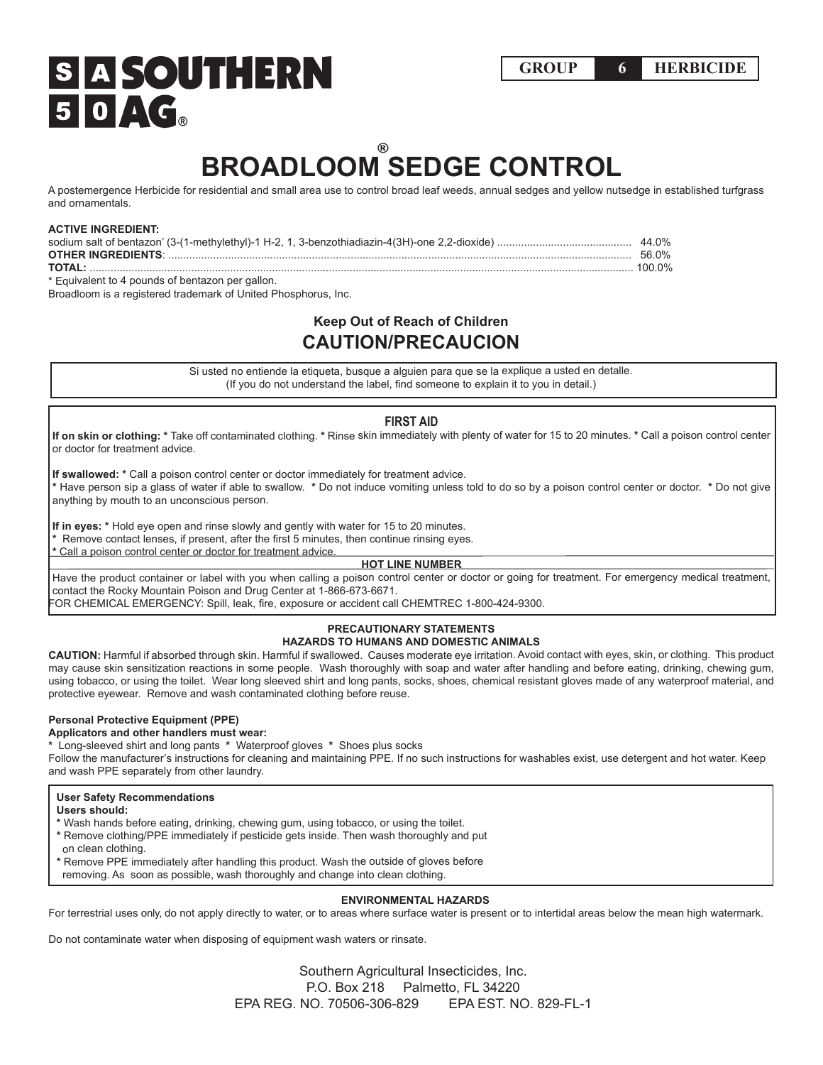**SA 50 SOUTHERN AG®**

**GROUP 6 HERBICIDE**

# BROADLOOM® SEDGE CONTROL

A postemergence Herbicide for residential and small area use to control broad leaf weeds, annual sedges and yellow nutsedge in established turfgrass and ornamentals.

**ACTIVE INGREDIENT:**

sodium salt of bentazon' (3-(1-methylethyl)-1 H-2, 1, 3-benzothiadiazin-4(3H)-one 2,2-dioxide) ............................................ 44.0%
**OTHER INGREDIENTS**: ........................................................................................................................................................ 56.0%
**TOTAL:** ................................................................................................................................................................................ 100.0%

* Equivalent to 4 pounds of bentazon per gallon.

Broadloom is a registered trademark of United Phosphorus, Inc.

### Keep Out of Reach of Children

## CAUTION/PRECAUCION

Si usted no entiende la etiqueta, busque a alguien para que se la explique a usted en detalle.
(If you do not understand the label, find someone to explain it to you in detail.)

### FIRST AID

**If on skin or clothing:** * Take off contaminated clothing. * Rinse skin immediately with plenty of water for 15 to 20 minutes. * Call a poison control center or doctor for treatment advice.

**If swallowed:** * Call a poison control center or doctor immediately for treatment advice.
* Have person sip a glass of water if able to swallow. * Do not induce vomiting unless told to do so by a poison control center or doctor. * Do not give anything by mouth to an unconscious person.

**If in eyes:** * Hold eye open and rinse slowly and gently with water for 15 to 20 minutes.
* Remove contact lenses, if present, after the first 5 minutes, then continue rinsing eyes.
* Call a poison control center or doctor for treatment advice.

**HOT LINE NUMBER**

Have the product container or label with you when calling a poison control center or doctor or going for treatment. For emergency medical treatment, contact the Rocky Mountain Poison and Drug Center at 1-866-673-6671.
FOR CHEMICAL EMERGENCY: Spill, leak, fire, exposure or accident call CHEMTREC 1-800-424-9300.

### PRECAUTIONARY STATEMENTS
### HAZARDS TO HUMANS AND DOMESTIC ANIMALS

**CAUTION:** Harmful if absorbed through skin. Harmful if swallowed. Causes moderate eye irritation. Avoid contact with eyes, skin, or clothing. This product may cause skin sensitization reactions in some people. Wash thoroughly with soap and water after handling and before eating, drinking, chewing gum, using tobacco, or using the toilet. Wear long sleeved shirt and long pants, socks, shoes, chemical resistant gloves made of any waterproof material, and protective eyewear. Remove and wash contaminated clothing before reuse.

**Personal Protective Equipment (PPE)**
**Applicators and other handlers must wear:**
* Long-sleeved shirt and long pants * Waterproof gloves * Shoes plus socks

Follow the manufacturer's instructions for cleaning and maintaining PPE. If no such instructions for washables exist, use detergent and hot water. Keep and wash PPE separately from other laundry.

**User Safety Recommendations**
**Users should:**
* Wash hands before eating, drinking, chewing gum, using tobacco, or using the toilet.
* Remove clothing/PPE immediately if pesticide gets inside. Then wash thoroughly and put on clean clothing.
* Remove PPE immediately after handling this product. Wash the outside of gloves before removing. As soon as possible, wash thoroughly and change into clean clothing.

### ENVIRONMENTAL HAZARDS

For terrestrial uses only, do not apply directly to water, or to areas where surface water is present or to intertidal areas below the mean high watermark.

Do not contaminate water when disposing of equipment wash waters or rinsate.

Southern Agricultural Insecticides, Inc.
P.O. Box 218 Palmetto, FL 34220
EPA REG. NO. 70506-306-829 EPA EST. NO. 829-FL-1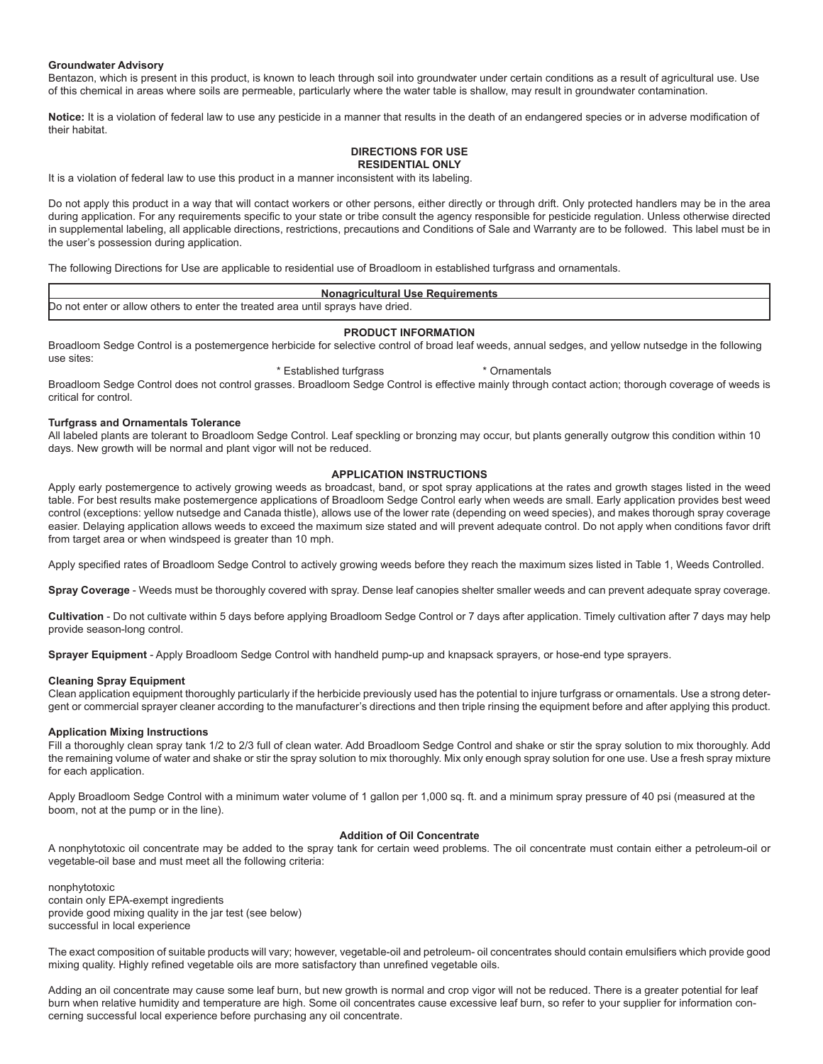**Groundwater Advisory**

Bentazon, which is present in this product, is known to leach through soil into groundwater under certain conditions as a result of agricultural use. Use of this chemical in areas where soils are permeable, particularly where the water table is shallow, may result in groundwater contamination.

**Notice:** It is a violation of federal law to use any pesticide in a manner that results in the death of an endangered species or in adverse modification of their habitat.

## DIRECTIONS FOR USE
## RESIDENTIAL ONLY

It is a violation of federal law to use this product in a manner inconsistent with its labeling.

Do not apply this product in a way that will contact workers or other persons, either directly or through drift. Only protected handlers may be in the area during application. For any requirements specific to your state or tribe consult the agency responsible for pesticide regulation. Unless otherwise directed in supplemental labeling, all applicable directions, restrictions, precautions and Conditions of Sale and Warranty are to be followed. This label must be in the user's possession during application.

The following Directions for Use are applicable to residential use of Broadloom in established turfgrass and ornamentals.

| Nonagricultural Use Requirements |
| --- |
| Do not enter or allow others to enter the treated area until sprays have dried. |

## PRODUCT INFORMATION

Broadloom Sedge Control is a postemergence herbicide for selective control of broad leaf weeds, annual sedges, and yellow nutsedge in the following use sites:

* Established turfgrass
* Ornamentals

Broadloom Sedge Control does not control grasses. Broadloom Sedge Control is effective mainly through contact action; thorough coverage of weeds is critical for control.

**Turfgrass and Ornamentals Tolerance**

All labeled plants are tolerant to Broadloom Sedge Control. Leaf speckling or bronzing may occur, but plants generally outgrow this condition within 10 days. New growth will be normal and plant vigor will not be reduced.

## APPLICATION INSTRUCTIONS

Apply early postemergence to actively growing weeds as broadcast, band, or spot spray applications at the rates and growth stages listed in the weed table. For best results make postemergence applications of Broadloom Sedge Control early when weeds are small. Early application provides best weed control (exceptions: yellow nutsedge and Canada thistle), allows use of the lower rate (depending on weed species), and makes thorough spray coverage easier. Delaying application allows weeds to exceed the maximum size stated and will prevent adequate control. Do not apply when conditions favor drift from target area or when windspeed is greater than 10 mph.

Apply specified rates of Broadloom Sedge Control to actively growing weeds before they reach the maximum sizes listed in Table 1, Weeds Controlled.

**Spray Coverage** - Weeds must be thoroughly covered with spray. Dense leaf canopies shelter smaller weeds and can prevent adequate spray coverage.

**Cultivation** - Do not cultivate within 5 days before applying Broadloom Sedge Control or 7 days after application. Timely cultivation after 7 days may help provide season-long control.

**Sprayer Equipment** - Apply Broadloom Sedge Control with handheld pump-up and knapsack sprayers, or hose-end type sprayers.

**Cleaning Spray Equipment**

Clean application equipment thoroughly particularly if the herbicide previously used has the potential to injure turfgrass or ornamentals. Use a strong detergent or commercial sprayer cleaner according to the manufacturer's directions and then triple rinsing the equipment before and after applying this product.

**Application Mixing Instructions**

Fill a thoroughly clean spray tank 1/2 to 2/3 full of clean water. Add Broadloom Sedge Control and shake or stir the spray solution to mix thoroughly. Add the remaining volume of water and shake or stir the spray solution to mix thoroughly. Mix only enough spray solution for one use. Use a fresh spray mixture for each application.

Apply Broadloom Sedge Control with a minimum water volume of 1 gallon per 1,000 sq. ft. and a minimum spray pressure of 40 psi (measured at the boom, not at the pump or in the line).

### Addition of Oil Concentrate

A nonphytotoxic oil concentrate may be added to the spray tank for certain weed problems. The oil concentrate must contain either a petroleum-oil or vegetable-oil base and must meet all the following criteria:

nonphytotoxic
contain only EPA-exempt ingredients
provide good mixing quality in the jar test (see below)
successful in local experience

The exact composition of suitable products will vary; however, vegetable-oil and petroleum- oil concentrates should contain emulsifiers which provide good mixing quality. Highly refined vegetable oils are more satisfactory than unrefined vegetable oils.

Adding an oil concentrate may cause some leaf burn, but new growth is normal and crop vigor will not be reduced. There is a greater potential for leaf burn when relative humidity and temperature are high. Some oil concentrates cause excessive leaf burn, so refer to your supplier for information concerning successful local experience before purchasing any oil concentrate.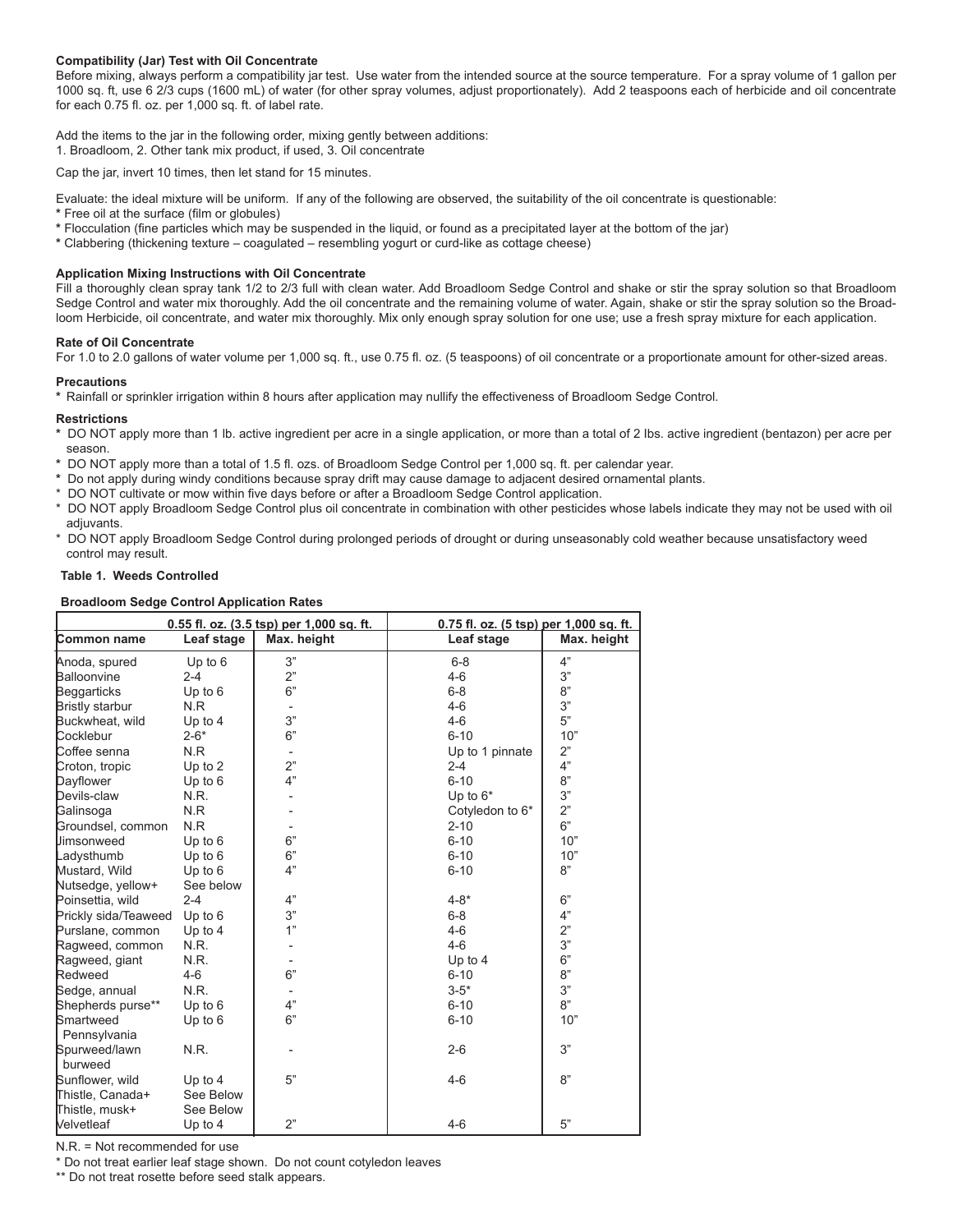**Compatibility (Jar) Test with Oil Concentrate**

Before mixing, always perform a compatibility jar test. Use water from the intended source at the source temperature. For a spray volume of 1 gallon per 1000 sq. ft, use 6 2/3 cups (1600 mL) of water (for other spray volumes, adjust proportionately). Add 2 teaspoons each of herbicide and oil concentrate for each 0.75 fl. oz. per 1,000 sq. ft. of label rate.

Add the items to the jar in the following order, mixing gently between additions:
1. Broadloom, 2. Other tank mix product, if used, 3. Oil concentrate

Cap the jar, invert 10 times, then let stand for 15 minutes.

Evaluate: the ideal mixture will be uniform. If any of the following are observed, the suitability of the oil concentrate is questionable:
* Free oil at the surface (film or globules)
* Flocculation (fine particles which may be suspended in the liquid, or found as a precipitated layer at the bottom of the jar)
* Clabbering (thickening texture – coagulated – resembling yogurt or curd-like as cottage cheese)

**Application Mixing Instructions with Oil Concentrate**

Fill a thoroughly clean spray tank 1/2 to 2/3 full with clean water. Add Broadloom Sedge Control and shake or stir the spray solution so that Broadloom Sedge Control and water mix thoroughly. Add the oil concentrate and the remaining volume of water. Again, shake or stir the spray solution so the Broadloom Herbicide, oil concentrate, and water mix thoroughly. Mix only enough spray solution for one use; use a fresh spray mixture for each application.

**Rate of Oil Concentrate**

For 1.0 to 2.0 gallons of water volume per 1,000 sq. ft., use 0.75 fl. oz. (5 teaspoons) of oil concentrate or a proportionate amount for other-sized areas.

**Precautions**

* Rainfall or sprinkler irrigation within 8 hours after application may nullify the effectiveness of Broadloom Sedge Control.

**Restrictions**

* DO NOT apply more than 1 lb. active ingredient per acre in a single application, or more than a total of 2 lbs. active ingredient (bentazon) per acre per season.
* DO NOT apply more than a total of 1.5 fl. ozs. of Broadloom Sedge Control per 1,000 sq. ft. per calendar year.
* Do not apply during windy conditions because spray drift may cause damage to adjacent desired ornamental plants.
* DO NOT cultivate or mow within five days before or after a Broadloom Sedge Control application.
* DO NOT apply Broadloom Sedge Control plus oil concentrate in combination with other pesticides whose labels indicate they may not be used with oil adjuvants.
* DO NOT apply Broadloom Sedge Control during prolonged periods of drought or during unseasonably cold weather because unsatisfactory weed control may result.

**Table 1. Weeds Controlled**

**Broadloom Sedge Control Application Rates**

| | 0.55 fl. oz. (3.5 tsp) per 1,000 sq. ft. | | 0.75 fl. oz. (5 tsp) per 1,000 sq. ft. | |
|---|---|---|---|---|
| **Common name** | **Leaf stage** | **Max. height** | **Leaf stage** | **Max. height** |
| Anoda, spured | Up to 6 | 3" | 6-8 | 4" |
| Balloonvine | 2-4 | 2" | 4-6 | 3" |
| Beggarticks | Up to 6 | 6" | 6-8 | 8" |
| Bristly starbur | N.R | - | 4-6 | 3" |
| Buckwheat, wild | Up to 4 | 3" | 4-6 | 5" |
| Cocklebur | 2-6* | 6" | 6-10 | 10" |
| Coffee senna | N.R | - | Up to 1 pinnate | 2" |
| Croton, tropic | Up to 2 | 2" | 2-4 | 4" |
| Dayflower | Up to 6 | 4" | 6-10 | 8" |
| Devils-claw | N.R. | - | Up to 6* | 3" |
| Galinsoga | N.R | - | Cotyledon to 6* | 2" |
| Groundsel, common | N.R | - | 2-10 | 6" |
| Jimsonweed | Up to 6 | 6" | 6-10 | 10" |
| Ladysthumb | Up to 6 | 6" | 6-10 | 10" |
| Mustard, Wild | Up to 6 | 4" | 6-10 | 8" |
| Nutsedge, yellow+ | See below | | | |
| Poinsettia, wild | 2-4 | 4" | 4-8* | 6" |
| Prickly sida/Teaweed | Up to 6 | 3" | 6-8 | 4" |
| Purslane, common | Up to 4 | 1" | 4-6 | 2" |
| Ragweed, common | N.R. | - | 4-6 | 3" |
| Ragweed, giant | N.R. | - | Up to 4 | 6" |
| Redweed | 4-6 | 6" | 6-10 | 8" |
| Sedge, annual | N.R. | - | 3-5* | 3" |
| Shepherds purse** | Up to 6 | 4" | 6-10 | 8" |
| Smartweed Pennsylvania | Up to 6 | 6" | 6-10 | 10" |
| Spurweed/lawn burweed | N.R. | - | 2-6 | 3" |
| Sunflower, wild | Up to 4 | 5" | 4-6 | 8" |
| Thistle, Canada+ | See Below | | | |
| Thistle, musk+ | See Below | | | |
| Velvetleaf | Up to 4 | 2" | 4-6 | 5" |

N.R. = Not recommended for use

\* Do not treat earlier leaf stage shown. Do not count cotyledon leaves

** Do not treat rosette before seed stalk appears.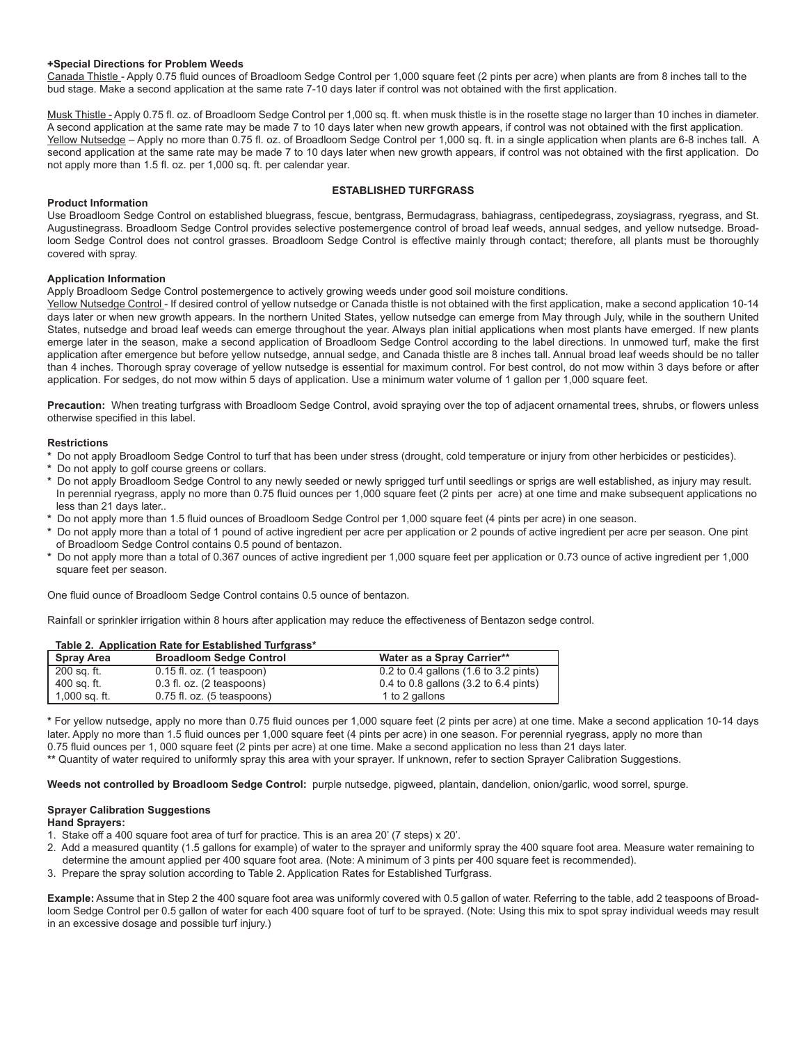**+Special Directions for Problem Weeds**

Canada Thistle - Apply 0.75 fluid ounces of Broadloom Sedge Control per 1,000 square feet (2 pints per acre) when plants are from 8 inches tall to the bud stage. Make a second application at the same rate 7-10 days later if control was not obtained with the first application.

Musk Thistle - Apply 0.75 fl. oz. of Broadloom Sedge Control per 1,000 sq. ft. when musk thistle is in the rosette stage no larger than 10 inches in diameter. A second application at the same rate may be made 7 to 10 days later when new growth appears, if control was not obtained with the first application.

Yellow Nutsedge – Apply no more than 0.75 fl. oz. of Broadloom Sedge Control per 1,000 sq. ft. in a single application when plants are 6-8 inches tall. A second application at the same rate may be made 7 to 10 days later when new growth appears, if control was not obtained with the first application. Do not apply more than 1.5 fl. oz. per 1,000 sq. ft. per calendar year.

## ESTABLISHED TURFGRASS

**Product Information**

Use Broadloom Sedge Control on established bluegrass, fescue, bentgrass, Bermudagrass, bahiagrass, centipedegrass, zoysiagrass, ryegrass, and St. Augustinegrass. Broadloom Sedge Control provides selective postemergence control of broad leaf weeds, annual sedges, and yellow nutsedge. Broadloom Sedge Control does not control grasses. Broadloom Sedge Control is effective mainly through contact; therefore, all plants must be thoroughly covered with spray.

**Application Information**

Apply Broadloom Sedge Control postemergence to actively growing weeds under good soil moisture conditions.

Yellow Nutsedge Control - If desired control of yellow nutsedge or Canada thistle is not obtained with the first application, make a second application 10-14 days later or when new growth appears. In the northern United States, yellow nutsedge can emerge from May through July, while in the southern United States, nutsedge and broad leaf weeds can emerge throughout the year. Always plan initial applications when most plants have emerged. If new plants emerge later in the season, make a second application of Broadloom Sedge Control according to the label directions. In unmowed turf, make the first application after emergence but before yellow nutsedge, annual sedge, and Canada thistle are 8 inches tall. Annual broad leaf weeds should be no taller than 4 inches. Thorough spray coverage of yellow nutsedge is essential for maximum control. For best control, do not mow within 3 days before or after application. For sedges, do not mow within 5 days of application. Use a minimum water volume of 1 gallon per 1,000 square feet.

**Precaution:** When treating turfgrass with Broadloom Sedge Control, avoid spraying over the top of adjacent ornamental trees, shrubs, or flowers unless otherwise specified in this label.

**Restrictions**

* Do not apply Broadloom Sedge Control to turf that has been under stress (drought, cold temperature or injury from other herbicides or pesticides).
* Do not apply to golf course greens or collars.
* Do not apply Broadloom Sedge Control to any newly seeded or newly sprigged turf until seedlings or sprigs are well established, as injury may result. In perennial ryegrass, apply no more than 0.75 fluid ounces per 1,000 square feet (2 pints per acre) at one time and make subsequent applications no less than 21 days later..
* Do not apply more than 1.5 fluid ounces of Broadloom Sedge Control per 1,000 square feet (4 pints per acre) in one season.
* Do not apply more than a total of 1 pound of active ingredient per acre per application or 2 pounds of active ingredient per acre per season. One pint of Broadloom Sedge Control contains 0.5 pound of bentazon.
* Do not apply more than a total of 0.367 ounces of active ingredient per 1,000 square feet per application or 0.73 ounce of active ingredient per 1,000 square feet per season.

One fluid ounce of Broadloom Sedge Control contains 0.5 ounce of bentazon.

Rainfall or sprinkler irrigation within 8 hours after application may reduce the effectiveness of Bentazon sedge control.

**Table 2. Application Rate for Established Turfgrass***

| Spray Area | Broadloom Sedge Control | Water as a Spray Carrier** |
|---|---|---|
| 200 sq. ft. | 0.15 fl. oz. (1 teaspoon) | 0.2 to 0.4 gallons (1.6 to 3.2 pints) |
| 400 sq. ft. | 0.3 fl. oz. (2 teaspoons) | 0.4 to 0.8 gallons (3.2 to 6.4 pints) |
| 1,000 sq. ft. | 0.75 fl. oz. (5 teaspoons) | 1 to 2 gallons |

* For yellow nutsedge, apply no more than 0.75 fluid ounces per 1,000 square feet (2 pints per acre) at one time. Make a second application 10-14 days later. Apply no more than 1.5 fluid ounces per 1,000 square feet (4 pints per acre) in one season. For perennial ryegrass, apply no more than 0.75 fluid ounces per 1, 000 square feet (2 pints per acre) at one time. Make a second application no less than 21 days later.

** Quantity of water required to uniformly spray this area with your sprayer. If unknown, refer to section Sprayer Calibration Suggestions.

**Weeds not controlled by Broadloom Sedge Control:** purple nutsedge, pigweed, plantain, dandelion, onion/garlic, wood sorrel, spurge.

**Sprayer Calibration Suggestions**

**Hand Sprayers:**

1. Stake off a 400 square foot area of turf for practice. This is an area 20' (7 steps) x 20'.
2. Add a measured quantity (1.5 gallons for example) of water to the sprayer and uniformly spray the 400 square foot area. Measure water remaining to determine the amount applied per 400 square foot area. (Note: A minimum of 3 pints per 400 square feet is recommended).
3. Prepare the spray solution according to Table 2. Application Rates for Established Turfgrass.

**Example:** Assume that in Step 2 the 400 square foot area was uniformly covered with 0.5 gallon of water. Referring to the table, add 2 teaspoons of Broadloom Sedge Control per 0.5 gallon of water for each 400 square foot of turf to be sprayed. (Note: Using this mix to spot spray individual weeds may result in an excessive dosage and possible turf injury.)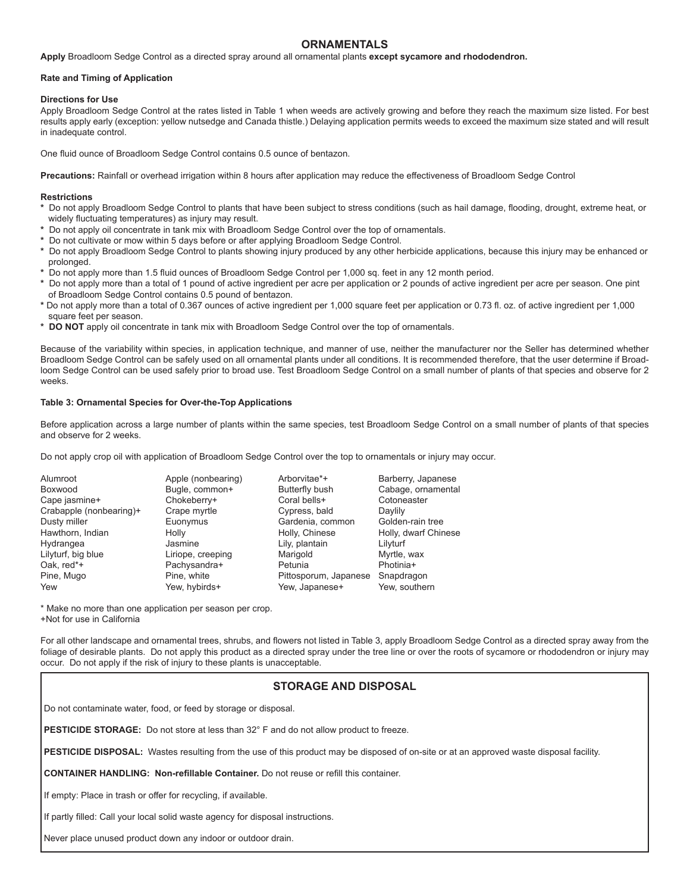## ORNAMENTALS

**Apply** Broadloom Sedge Control as a directed spray around all ornamental plants **except sycamore and rhododendron.**

**Rate and Timing of Application**

**Directions for Use**

Apply Broadloom Sedge Control at the rates listed in Table 1 when weeds are actively growing and before they reach the maximum size listed. For best results apply early (exception: yellow nutsedge and Canada thistle.) Delaying application permits weeds to exceed the maximum size stated and will result in inadequate control.

One fluid ounce of Broadloom Sedge Control contains 0.5 ounce of bentazon.

**Precautions:** Rainfall or overhead irrigation within 8 hours after application may reduce the effectiveness of Broadloom Sedge Control

**Restrictions**

* Do not apply Broadloom Sedge Control to plants that have been subject to stress conditions (such as hail damage, flooding, drought, extreme heat, or widely fluctuating temperatures) as injury may result.
* Do not apply oil concentrate in tank mix with Broadloom Sedge Control over the top of ornamentals.
* Do not cultivate or mow within 5 days before or after applying Broadloom Sedge Control.
* Do not apply Broadloom Sedge Control to plants showing injury produced by any other herbicide applications, because this injury may be enhanced or prolonged.
* Do not apply more than 1.5 fluid ounces of Broadloom Sedge Control per 1,000 sq. feet in any 12 month period.
* Do not apply more than a total of 1 pound of active ingredient per acre per application or 2 pounds of active ingredient per acre per season. One pint of Broadloom Sedge Control contains 0.5 pound of bentazon.
* Do not apply more than a total of 0.367 ounces of active ingredient per 1,000 square feet per application or 0.73 fl. oz. of active ingredient per 1,000 square feet per season.
* **DO NOT** apply oil concentrate in tank mix with Broadloom Sedge Control over the top of ornamentals.

Because of the variability within species, in application technique, and manner of use, neither the manufacturer nor the Seller has determined whether Broadloom Sedge Control can be safely used on all ornamental plants under all conditions. It is recommended therefore, that the user determine if Broadloom Sedge Control can be used safely prior to broad use. Test Broadloom Sedge Control on a small number of plants of that species and observe for 2 weeks.

**Table 3: Ornamental Species for Over-the-Top Applications**

Before application across a large number of plants within the same species, test Broadloom Sedge Control on a small number of plants of that species and observe for 2 weeks.

Do not apply crop oil with application of Broadloom Sedge Control over the top to ornamentals or injury may occur.

| | | | |
|---|---|---|---|
| Alumroot | Apple (nonbearing) | Arborvitae*+ | Barberry, Japanese |
| Boxwood | Bugle, common+ | Butterfly bush | Cabage, ornamental |
| Cape jasmine+ | Chokeberry+ | Coral bells+ | Cotoneaster |
| Crabapple (nonbearing)+ | Crape myrtle | Cypress, bald | Daylily |
| Dusty miller | Euonymus | Gardenia, common | Golden-rain tree |
| Hawthorn, Indian | Holly | Holly, Chinese | Holly, dwarf Chinese |
| Hydrangea | Jasmine | Lily, plantain | Lilyturf |
| Lilyturf, big blue | Liriope, creeping | Marigold | Myrtle, wax |
| Oak, red*+ | Pachysandra+ | Petunia | Photinia+ |
| Pine, Mugo | Pine, white | Pittosporum, Japanese | Snapdragon |
| Yew | Yew, hybirds+ | Yew, Japanese+ | Yew, southern |

* Make no more than one application per season per crop.
+Not for use in California

For all other landscape and ornamental trees, shrubs, and flowers not listed in Table 3, apply Broadloom Sedge Control as a directed spray away from the foliage of desirable plants. Do not apply this product as a directed spray under the tree line or over the roots of sycamore or rhododendron or injury may occur. Do not apply if the risk of injury to these plants is unacceptable.

## STORAGE AND DISPOSAL

Do not contaminate water, food, or feed by storage or disposal.

**PESTICIDE STORAGE:** Do not store at less than 32° F and do not allow product to freeze.

**PESTICIDE DISPOSAL:** Wastes resulting from the use of this product may be disposed of on-site or at an approved waste disposal facility.

**CONTAINER HANDLING: Non-refillable Container.** Do not reuse or refill this container.

If empty: Place in trash or offer for recycling, if available.

If partly filled: Call your local solid waste agency for disposal instructions.

Never place unused product down any indoor or outdoor drain.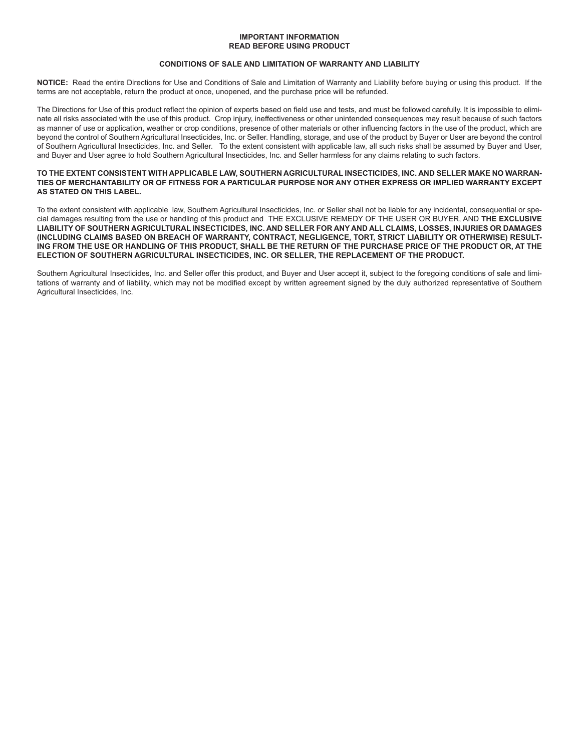**IMPORTANT INFORMATION**
**READ BEFORE USING PRODUCT**

**CONDITIONS OF SALE AND LIMITATION OF WARRANTY AND LIABILITY**

**NOTICE:** Read the entire Directions for Use and Conditions of Sale and Limitation of Warranty and Liability before buying or using this product. If the terms are not acceptable, return the product at once, unopened, and the purchase price will be refunded.

The Directions for Use of this product reflect the opinion of experts based on field use and tests, and must be followed carefully. It is impossible to eliminate all risks associated with the use of this product. Crop injury, ineffectiveness or other unintended consequences may result because of such factors as manner of use or application, weather or crop conditions, presence of other materials or other influencing factors in the use of the product, which are beyond the control of Southern Agricultural Insecticides, Inc. or Seller. Handling, storage, and use of the product by Buyer or User are beyond the control of Southern Agricultural Insecticides, Inc. and Seller. To the extent consistent with applicable law, all such risks shall be assumed by Buyer and User, and Buyer and User agree to hold Southern Agricultural Insecticides, Inc. and Seller harmless for any claims relating to such factors.

**TO THE EXTENT CONSISTENT WITH APPLICABLE LAW, SOUTHERN AGRICULTURAL INSECTICIDES, INC. AND SELLER MAKE NO WARRANTIES OF MERCHANTABILITY OR OF FITNESS FOR A PARTICULAR PURPOSE NOR ANY OTHER EXPRESS OR IMPLIED WARRANTY EXCEPT AS STATED ON THIS LABEL.**

To the extent consistent with applicable law, Southern Agricultural Insecticides, Inc. or Seller shall not be liable for any incidental, consequential or special damages resulting from the use or handling of this product and THE EXCLUSIVE REMEDY OF THE USER OR BUYER, AND **THE EXCLUSIVE LIABILITY OF SOUTHERN AGRICULTURAL INSECTICIDES, INC. AND SELLER FOR ANY AND ALL CLAIMS, LOSSES, INJURIES OR DAMAGES (INCLUDING CLAIMS BASED ON BREACH OF WARRANTY, CONTRACT, NEGLIGENCE, TORT, STRICT LIABILITY OR OTHERWISE) RESULTING FROM THE USE OR HANDLING OF THIS PRODUCT, SHALL BE THE RETURN OF THE PURCHASE PRICE OF THE PRODUCT OR, AT THE ELECTION OF SOUTHERN AGRICULTURAL INSECTICIDES, INC. OR SELLER, THE REPLACEMENT OF THE PRODUCT.**

Southern Agricultural Insecticides, Inc. and Seller offer this product, and Buyer and User accept it, subject to the foregoing conditions of sale and limitations of warranty and of liability, which may not be modified except by written agreement signed by the duly authorized representative of Southern Agricultural Insecticides, Inc.